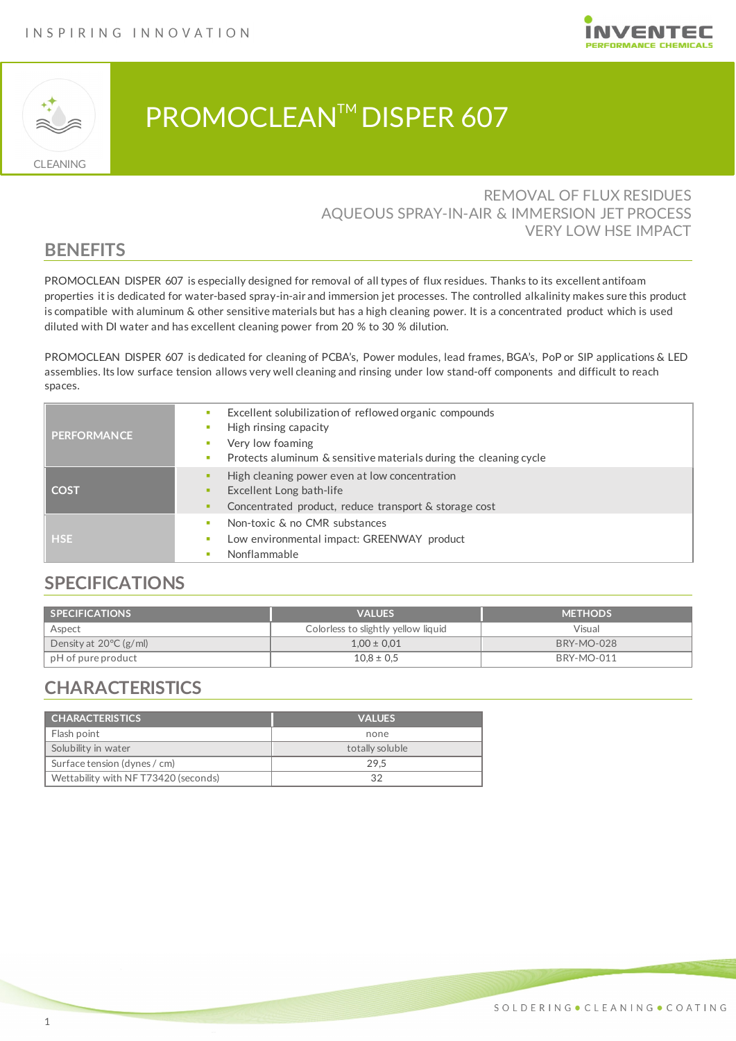# PROMOCLEAN™ DISPER 607

CLEANING

REMOVAL OF FLUX RESIDUES
AQUEOUS SPRAY-IN-AIR & IMMERSION JET PROCESS
VERY LOW HSE IMPACT

## BENEFITS

PROMOCLEAN DISPER 607 is especially designed for removal of all types of flux residues. Thanks to its excellent antifoam properties it is dedicated for water-based spray-in-air and immersion jet processes. The controlled alkalinity makes sure this product is compatible with aluminum & other sensitive materials but has a high cleaning power. It is a concentrated product which is used diluted with DI water and has excellent cleaning power from 20 % to 30 % dilution.

PROMOCLEAN DISPER 607 is dedicated for cleaning of PCBA's, Power modules, lead frames, BGA's, PoP or SIP applications & LED assemblies. Its low surface tension allows very well cleaning and rinsing under low stand-off components and difficult to reach spaces.

| | |
|---|---|
| PERFORMANCE | ▪ Excellent solubilization of reflowed organic compounds<br>▪ High rinsing capacity<br>▪ Very low foaming<br>▪ Protects aluminum & sensitive materials during the cleaning cycle |
| COST | ▪ High cleaning power even at low concentration<br>▪ Excellent Long bath-life<br>▪ Concentrated product, reduce transport & storage cost |
| HSE | ▪ Non-toxic & no CMR substances<br>▪ Low environmental impact: GREENWAY product<br>▪ Nonflammable |

## SPECIFICATIONS

| SPECIFICATIONS | VALUES | METHODS |
|---|---|---|
| Aspect | Colorless to slightly yellow liquid | Visual |
| Density at 20°C (g/ml) | 1,00 ± 0,01 | BRY-MO-028 |
| pH of pure product | 10,8 ± 0,5 | BRY-MO-011 |

## CHARACTERISTICS

| CHARACTERISTICS | VALUES |
|---|---|
| Flash point | none |
| Solubility in water | totally soluble |
| Surface tension (dynes / cm) | 29,5 |
| Wettability with NF T73420 (seconds) | 32 |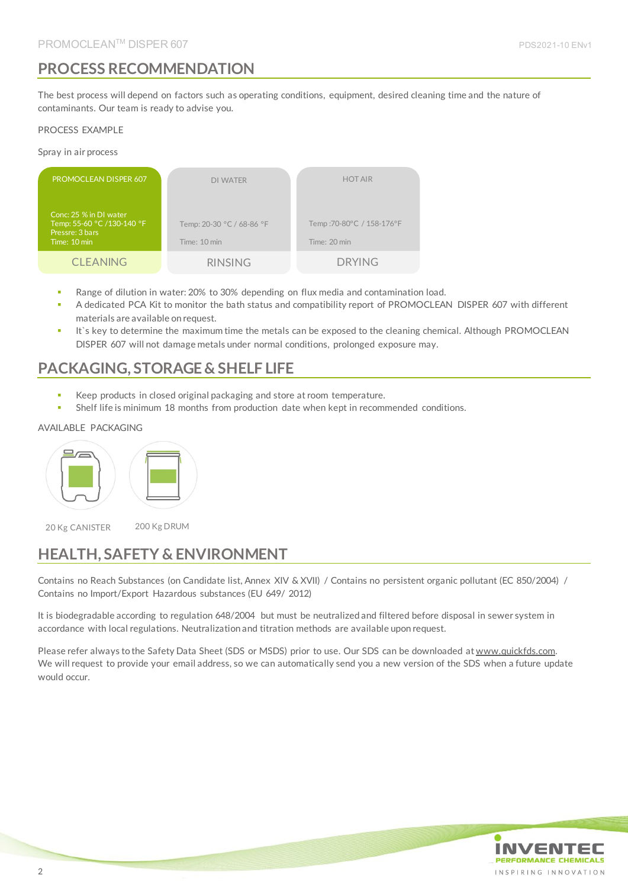## PROCESS RECOMMENDATION

The best process will depend on factors such as operating conditions, equipment, desired cleaning time and the nature of contaminants. Our team is ready to advise you.

PROCESS EXAMPLE

Spray in air process

| CLEANING | RINSING | DRYING |
| --- | --- | --- |
| PROMOCLEAN DISPER 607<br>Conc: 25 % in DI water<br>Temp: 55-60 °C /130-140 °F<br>Pressre: 3 bars<br>Time: 10 min | DI WATER<br>Temp: 20-30 °C / 68-86 °F<br>Time: 10 min | HOT AIR<br>Temp :70-80°C / 158-176°F<br>Time: 20 min |

- Range of dilution in water: 20% to 30% depending on flux media and contamination load.
- A dedicated PCA Kit to monitor the bath status and compatibility report of PROMOCLEAN DISPER 607 with different materials are available on request.
- It`s key to determine the maximum time the metals can be exposed to the cleaning chemical. Although PROMOCLEAN DISPER 607 will not damage metals under normal conditions, prolonged exposure may.

## PACKAGING, STORAGE & SHELF LIFE

- Keep products in closed original packaging and store at room temperature.
- Shelf life is minimum 18 months from production date when kept in recommended conditions.

AVAILABLE PACKAGING

20 Kg CANISTER

200 Kg DRUM

## HEALTH, SAFETY & ENVIRONMENT

Contains no Reach Substances (on Candidate list, Annex XIV & XVII) / Contains no persistent organic pollutant (EC 850/2004) / Contains no Import/Export Hazardous substances (EU 649/ 2012)

It is biodegradable according to regulation 648/2004 but must be neutralized and filtered before disposal in sewer system in accordance with local regulations. Neutralization and titration methods are available upon request.

Please refer always to the Safety Data Sheet (SDS or MSDS) prior to use. Our SDS can be downloaded at www.quickfds.com. We will request to provide your email address, so we can automatically send you a new version of the SDS when a future update would occur.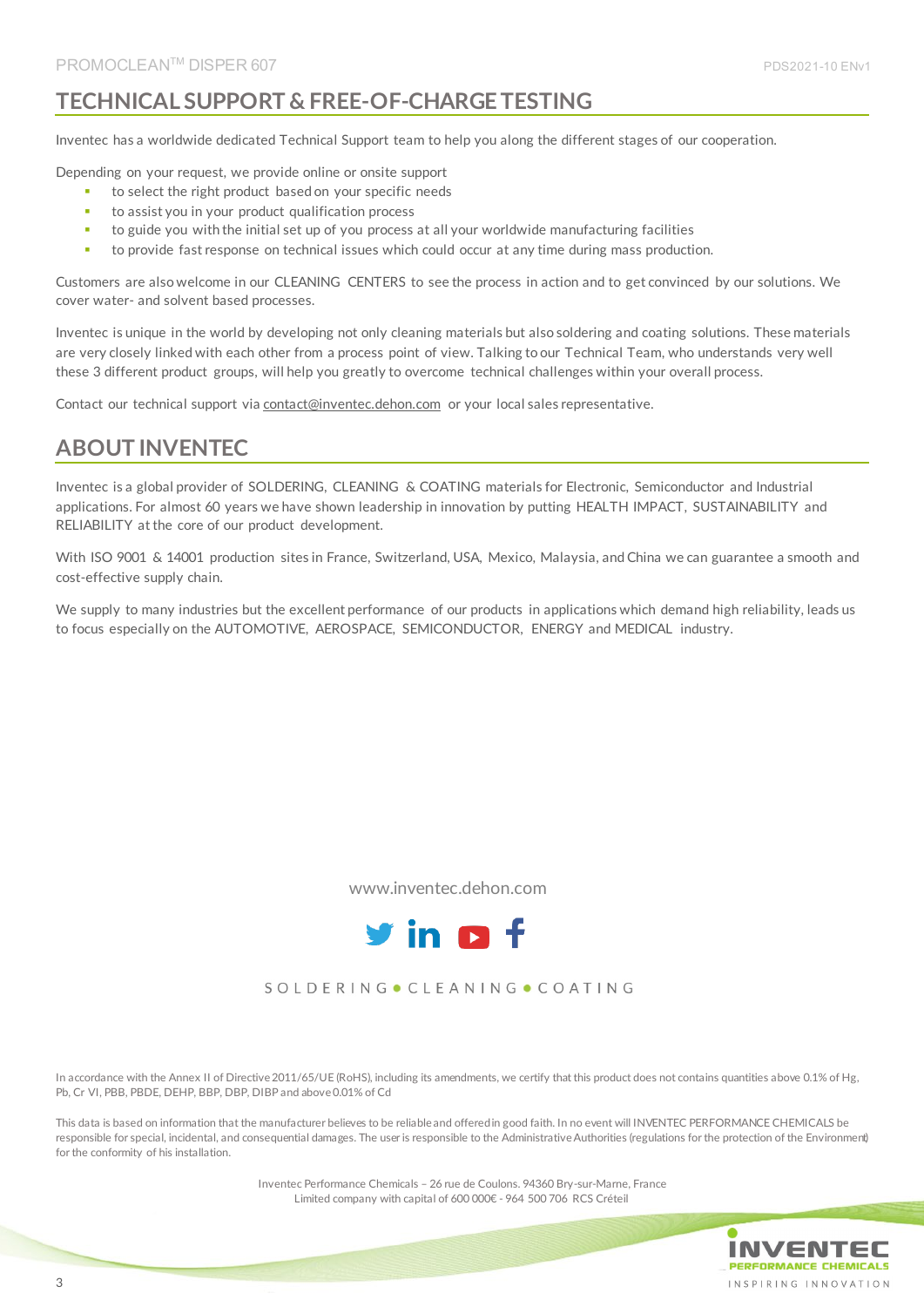## TECHNICAL SUPPORT & FREE-OF-CHARGE TESTING

Inventec has a worldwide dedicated Technical Support team to help you along the different stages of our cooperation.

Depending on your request, we provide online or onsite support

- to select the right product based on your specific needs
- to assist you in your product qualification process
- to guide you with the initial set up of you process at all your worldwide manufacturing facilities
- to provide fast response on technical issues which could occur at any time during mass production.

Customers are also welcome in our CLEANING CENTERS to see the process in action and to get convinced by our solutions. We cover water- and solvent based processes.

Inventec is unique in the world by developing not only cleaning materials but also soldering and coating solutions. These materials are very closely linked with each other from a process point of view. Talking to our Technical Team, who understands very well these 3 different product groups, will help you greatly to overcome technical challenges within your overall process.

Contact our technical support via contact@inventec.dehon.com or your local sales representative.

## ABOUT INVENTEC

Inventec is a global provider of SOLDERING, CLEANING & COATING materials for Electronic, Semiconductor and Industrial applications. For almost 60 years we have shown leadership in innovation by putting HEALTH IMPACT, SUSTAINABILITY and RELIABILITY at the core of our product development.

With ISO 9001 & 14001 production sites in France, Switzerland, USA, Mexico, Malaysia, and China we can guarantee a smooth and cost-effective supply chain.

We supply to many industries but the excellent performance of our products in applications which demand high reliability, leads us to focus especially on the AUTOMOTIVE, AEROSPACE, SEMICONDUCTOR, ENERGY and MEDICAL industry.

www.inventec.dehon.com

SOLDERING • CLEANING • COATING

In accordance with the Annex II of Directive 2011/65/UE (RoHS), including its amendments, we certify that this product does not contains quantities above 0.1% of Hg, Pb, Cr VI, PBB, PBDE, DEHP, BBP, DBP, DIBP and above 0.01% of Cd

This data is based on information that the manufacturer believes to be reliable and offered in good faith. In no event will INVENTEC PERFORMANCE CHEMICALS be responsible for special, incidental, and consequential damages. The user is responsible to the Administrative Authorities (regulations for the protection of the Environment) for the conformity of his installation.

Inventec Performance Chemicals – 26 rue de Coulons. 94360 Bry-sur-Marne, France
Limited company with capital of 600 000€ - 964 500 706 RCS Créteil

INVENTEC PERFORMANCE CHEMICALS
INSPIRING INNOVATION